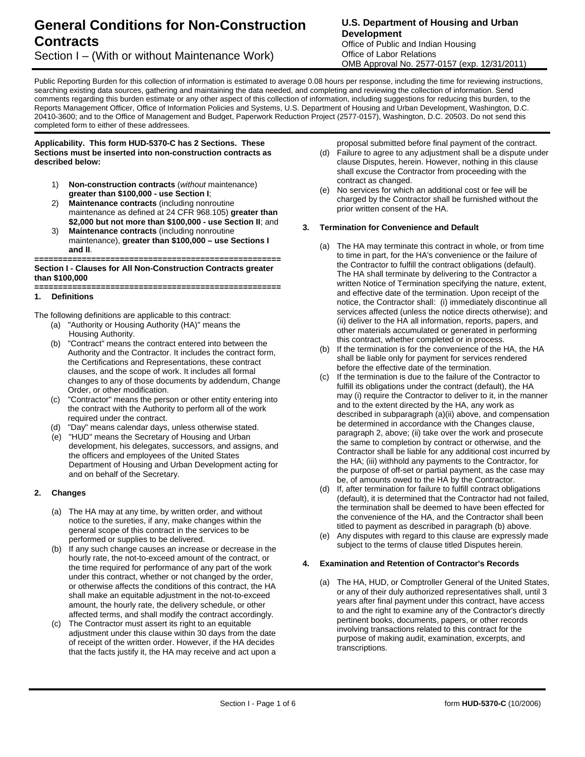# General Conditions for Non-Construction Contracts

Section I – (With or without Maintenance Work)

**U.S. Department of Housing and Urban Development**
Office of Public and Indian Housing
Office of Labor Relations
OMB Approval No. 2577-0157 (exp. 12/31/2011)

Public Reporting Burden for this collection of information is estimated to average 0.08 hours per response, including the time for reviewing instructions, searching existing data sources, gathering and maintaining the data needed, and completing and reviewing the collection of information. Send comments regarding this burden estimate or any other aspect of this collection of information, including suggestions for reducing this burden, to the Reports Management Officer, Office of Information Policies and Systems, U.S. Department of Housing and Urban Development, Washington, D.C. 20410-3600; and to the Office of Management and Budget, Paperwork Reduction Project (2577-0157), Washington, D.C. 20503. Do not send this completed form to either of these addressees.

**Applicability. This form HUD-5370-C has 2 Sections. These Sections must be inserted into non-construction contracts as described below:**

1) **Non-construction contracts** (*without* maintenance) **greater than $100,000 - use Section I**;
2) **Maintenance contracts** (including nonroutine maintenance as defined at 24 CFR 968.105) **greater than $2,000 but not more than $100,000 - use Section II**; and
3) **Maintenance contracts** (including nonroutine maintenance), **greater than $100,000 – use Sections I and II**.

**Section I - Clauses for All Non-Construction Contracts greater than $100,000**

### 1. Definitions

The following definitions are applicable to this contract:

(a) "Authority or Housing Authority (HA)" means the Housing Authority.
(b) "Contract" means the contract entered into between the Authority and the Contractor. It includes the contract form, the Certifications and Representations, these contract clauses, and the scope of work. It includes all formal changes to any of those documents by addendum, Change Order, or other modification.
(c) "Contractor" means the person or other entity entering into the contract with the Authority to perform all of the work required under the contract.
(d) "Day" means calendar days, unless otherwise stated.
(e) "HUD" means the Secretary of Housing and Urban development, his delegates, successors, and assigns, and the officers and employees of the United States Department of Housing and Urban Development acting for and on behalf of the Secretary.

### 2. Changes

(a) The HA may at any time, by written order, and without notice to the sureties, if any, make changes within the general scope of this contract in the services to be performed or supplies to be delivered.
(b) If any such change causes an increase or decrease in the hourly rate, the not-to-exceed amount of the contract, or the time required for performance of any part of the work under this contract, whether or not changed by the order, or otherwise affects the conditions of this contract, the HA shall make an equitable adjustment in the not-to-exceed amount, the hourly rate, the delivery schedule, or other affected terms, and shall modify the contract accordingly.
(c) The Contractor must assert its right to an equitable adjustment under this clause within 30 days from the date of receipt of the written order. However, if the HA decides that the facts justify it, the HA may receive and act upon a proposal submitted before final payment of the contract.
(d) Failure to agree to any adjustment shall be a dispute under clause Disputes, herein. However, nothing in this clause shall excuse the Contractor from proceeding with the contract as changed.
(e) No services for which an additional cost or fee will be charged by the Contractor shall be furnished without the prior written consent of the HA.

### 3. Termination for Convenience and Default

(a) The HA may terminate this contract in whole, or from time to time in part, for the HA's convenience or the failure of the Contractor to fulfill the contract obligations (default). The HA shall terminate by delivering to the Contractor a written Notice of Termination specifying the nature, extent, and effective date of the termination. Upon receipt of the notice, the Contractor shall: (i) immediately discontinue all services affected (unless the notice directs otherwise); and (ii) deliver to the HA all information, reports, papers, and other materials accumulated or generated in performing this contract, whether completed or in process.
(b) If the termination is for the convenience of the HA, the HA shall be liable only for payment for services rendered before the effective date of the termination.
(c) If the termination is due to the failure of the Contractor to fulfill its obligations under the contract (default), the HA may (i) require the Contractor to deliver to it, in the manner and to the extent directed by the HA, any work as described in subparagraph (a)(ii) above, and compensation be determined in accordance with the Changes clause, paragraph 2, above; (ii) take over the work and prosecute the same to completion by contract or otherwise, and the Contractor shall be liable for any additional cost incurred by the HA; (iii) withhold any payments to the Contractor, for the purpose of off-set or partial payment, as the case may be, of amounts owed to the HA by the Contractor.
(d) If, after termination for failure to fulfill contract obligations (default), it is determined that the Contractor had not failed, the termination shall be deemed to have been effected for the convenience of the HA, and the Contractor shall been titled to payment as described in paragraph (b) above.
(e) Any disputes with regard to this clause are expressly made subject to the terms of clause titled Disputes herein.

### 4. Examination and Retention of Contractor's Records

(a) The HA, HUD, or Comptroller General of the United States, or any of their duly authorized representatives shall, until 3 years after final payment under this contract, have access to and the right to examine any of the Contractor's directly pertinent books, documents, papers, or other records involving transactions related to this contract for the purpose of making audit, examination, excerpts, and transcriptions.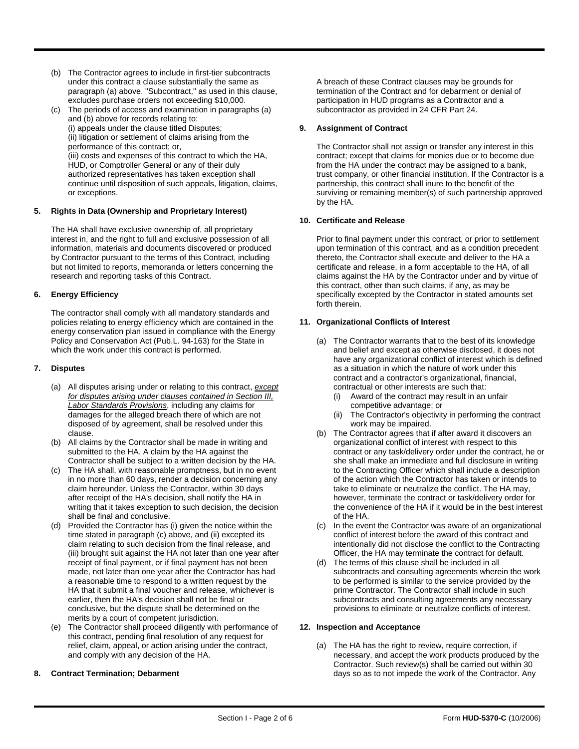(b) The Contractor agrees to include in first-tier subcontracts under this contract a clause substantially the same as paragraph (a) above. "Subcontract," as used in this clause, excludes purchase orders not exceeding $10,000.

(c) The periods of access and examination in paragraphs (a) and (b) above for records relating to:
(i) appeals under the clause titled Disputes;
(ii) litigation or settlement of claims arising from the performance of this contract; or,
(iii) costs and expenses of this contract to which the HA, HUD, or Comptroller General or any of their duly authorized representatives has taken exception shall continue until disposition of such appeals, litigation, claims, or exceptions.

**5. Rights in Data (Ownership and Proprietary Interest)**

The HA shall have exclusive ownership of, all proprietary interest in, and the right to full and exclusive possession of all information, materials and documents discovered or produced by Contractor pursuant to the terms of this Contract, including but not limited to reports, memoranda or letters concerning the research and reporting tasks of this Contract.

**6. Energy Efficiency**

The contractor shall comply with all mandatory standards and policies relating to energy efficiency which are contained in the energy conservation plan issued in compliance with the Energy Policy and Conservation Act (Pub.L. 94-163) for the State in which the work under this contract is performed.

**7. Disputes**

(a) All disputes arising under or relating to this contract, *except for disputes arising under clauses contained in Section III, Labor Standards Provisions*, including any claims for damages for the alleged breach there of which are not disposed of by agreement, shall be resolved under this clause.

(b) All claims by the Contractor shall be made in writing and submitted to the HA. A claim by the HA against the Contractor shall be subject to a written decision by the HA.

(c) The HA shall, with reasonable promptness, but in no event in no more than 60 days, render a decision concerning any claim hereunder. Unless the Contractor, within 30 days after receipt of the HA's decision, shall notify the HA in writing that it takes exception to such decision, the decision shall be final and conclusive.

(d) Provided the Contractor has (i) given the notice within the time stated in paragraph (c) above, and (ii) excepted its claim relating to such decision from the final release, and (iii) brought suit against the HA not later than one year after receipt of final payment, or if final payment has not been made, not later than one year after the Contractor has had a reasonable time to respond to a written request by the HA that it submit a final voucher and release, whichever is earlier, then the HA's decision shall not be final or conclusive, but the dispute shall be determined on the merits by a court of competent jurisdiction.

(e) The Contractor shall proceed diligently with performance of this contract, pending final resolution of any request for relief, claim, appeal, or action arising under the contract, and comply with any decision of the HA.

**8. Contract Termination; Debarment**

A breach of these Contract clauses may be grounds for termination of the Contract and for debarment or denial of participation in HUD programs as a Contractor and a subcontractor as provided in 24 CFR Part 24.

**9. Assignment of Contract**

The Contractor shall not assign or transfer any interest in this contract; except that claims for monies due or to become due from the HA under the contract may be assigned to a bank, trust company, or other financial institution. If the Contractor is a partnership, this contract shall inure to the benefit of the surviving or remaining member(s) of such partnership approved by the HA.

**10. Certificate and Release**

Prior to final payment under this contract, or prior to settlement upon termination of this contract, and as a condition precedent thereto, the Contractor shall execute and deliver to the HA a certificate and release, in a form acceptable to the HA, of all claims against the HA by the Contractor under and by virtue of this contract, other than such claims, if any, as may be specifically excepted by the Contractor in stated amounts set forth therein.

**11. Organizational Conflicts of Interest**

(a) The Contractor warrants that to the best of its knowledge and belief and except as otherwise disclosed, it does not have any organizational conflict of interest which is defined as a situation in which the nature of work under this contract and a contractor's organizational, financial, contractual or other interests are such that:
   (i) Award of the contract may result in an unfair competitive advantage; or
   (ii) The Contractor's objectivity in performing the contract work may be impaired.

(b) The Contractor agrees that if after award it discovers an organizational conflict of interest with respect to this contract or any task/delivery order under the contract, he or she shall make an immediate and full disclosure in writing to the Contracting Officer which shall include a description of the action which the Contractor has taken or intends to take to eliminate or neutralize the conflict. The HA may, however, terminate the contract or task/delivery order for the convenience of the HA if it would be in the best interest of the HA.

(c) In the event the Contractor was aware of an organizational conflict of interest before the award of this contract and intentionally did not disclose the conflict to the Contracting Officer, the HA may terminate the contract for default.

(d) The terms of this clause shall be included in all subcontracts and consulting agreements wherein the work to be performed is similar to the service provided by the prime Contractor. The Contractor shall include in such subcontracts and consulting agreements any necessary provisions to eliminate or neutralize conflicts of interest.

**12. Inspection and Acceptance**

(a) The HA has the right to review, require correction, if necessary, and accept the work products produced by the Contractor. Such review(s) shall be carried out within 30 days so as to not impede the work of the Contractor. Any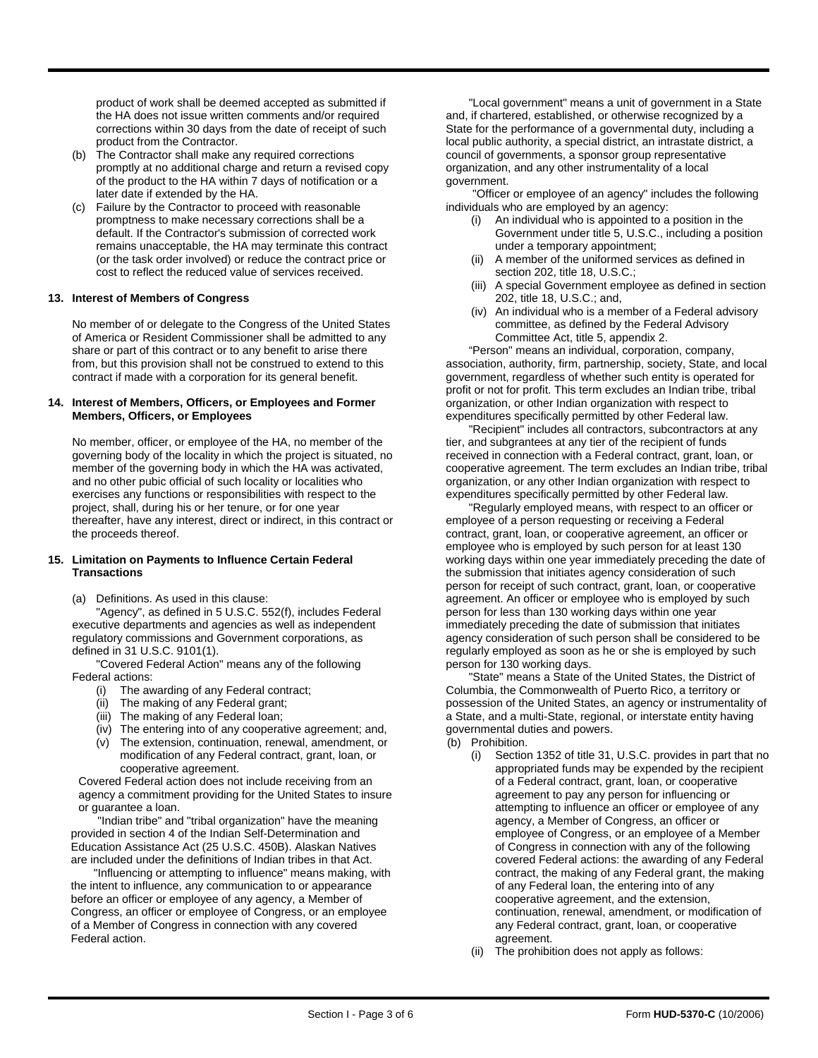product of work shall be deemed accepted as submitted if the HA does not issue written comments and/or required corrections within 30 days from the date of receipt of such product from the Contractor.

(b) The Contractor shall make any required corrections promptly at no additional charge and return a revised copy of the product to the HA within 7 days of notification or a later date if extended by the HA.

(c) Failure by the Contractor to proceed with reasonable promptness to make necessary corrections shall be a default. If the Contractor's submission of corrected work remains unacceptable, the HA may terminate this contract (or the task order involved) or reduce the contract price or cost to reflect the reduced value of services received.

**13. Interest of Members of Congress**

No member of or delegate to the Congress of the United States of America or Resident Commissioner shall be admitted to any share or part of this contract or to any benefit to arise there from, but this provision shall not be construed to extend to this contract if made with a corporation for its general benefit.

**14. Interest of Members, Officers, or Employees and Former Members, Officers, or Employees**

No member, officer, or employee of the HA, no member of the governing body of the locality in which the project is situated, no member of the governing body in which the HA was activated, and no other pubic official of such locality or localities who exercises any functions or responsibilities with respect to the project, shall, during his or her tenure, or for one year thereafter, have any interest, direct or indirect, in this contract or the proceeds thereof.

**15. Limitation on Payments to Influence Certain Federal Transactions**

(a) Definitions. As used in this clause:

"Agency", as defined in 5 U.S.C. 552(f), includes Federal executive departments and agencies as well as independent regulatory commissions and Government corporations, as defined in 31 U.S.C. 9101(1).

"Covered Federal Action" means any of the following Federal actions:

(i) The awarding of any Federal contract;
(ii) The making of any Federal grant;
(iii) The making of any Federal loan;
(iv) The entering into of any cooperative agreement; and,
(v) The extension, continuation, renewal, amendment, or modification of any Federal contract, grant, loan, or cooperative agreement.

Covered Federal action does not include receiving from an agency a commitment providing for the United States to insure or guarantee a loan.

"Indian tribe" and "tribal organization" have the meaning provided in section 4 of the Indian Self-Determination and Education Assistance Act (25 U.S.C. 450B). Alaskan Natives are included under the definitions of Indian tribes in that Act.

"Influencing or attempting to influence" means making, with the intent to influence, any communication to or appearance before an officer or employee of any agency, a Member of Congress, an officer or employee of Congress, or an employee of a Member of Congress in connection with any covered Federal action.

"Local government" means a unit of government in a State and, if chartered, established, or otherwise recognized by a State for the performance of a governmental duty, including a local public authority, a special district, an intrastate district, a council of governments, a sponsor group representative organization, and any other instrumentality of a local government.

"Officer or employee of an agency" includes the following individuals who are employed by an agency:

(i) An individual who is appointed to a position in the Government under title 5, U.S.C., including a position under a temporary appointment;
(ii) A member of the uniformed services as defined in section 202, title 18, U.S.C.;
(iii) A special Government employee as defined in section 202, title 18, U.S.C.; and,
(iv) An individual who is a member of a Federal advisory committee, as defined by the Federal Advisory Committee Act, title 5, appendix 2.

"Person" means an individual, corporation, company, association, authority, firm, partnership, society, State, and local government, regardless of whether such entity is operated for profit or not for profit. This term excludes an Indian tribe, tribal organization, or other Indian organization with respect to expenditures specifically permitted by other Federal law.

"Recipient" includes all contractors, subcontractors at any tier, and subgrantees at any tier of the recipient of funds received in connection with a Federal contract, grant, loan, or cooperative agreement. The term excludes an Indian tribe, tribal organization, or any other Indian organization with respect to expenditures specifically permitted by other Federal law.

"Regularly employed means, with respect to an officer or employee of a person requesting or receiving a Federal contract, grant, loan, or cooperative agreement, an officer or employee who is employed by such person for at least 130 working days within one year immediately preceding the date of the submission that initiates agency consideration of such person for receipt of such contract, grant, loan, or cooperative agreement. An officer or employee who is employed by such person for less than 130 working days within one year immediately preceding the date of submission that initiates agency consideration of such person shall be considered to be regularly employed as soon as he or she is employed by such person for 130 working days.

"State" means a State of the United States, the District of Columbia, the Commonwealth of Puerto Rico, a territory or possession of the United States, an agency or instrumentality of a State, and a multi-State, regional, or interstate entity having governmental duties and powers.

(b) Prohibition.

(i) Section 1352 of title 31, U.S.C. provides in part that no appropriated funds may be expended by the recipient of a Federal contract, grant, loan, or cooperative agreement to pay any person for influencing or attempting to influence an officer or employee of any agency, a Member of Congress, an officer or employee of Congress, or an employee of a Member of Congress in connection with any of the following covered Federal actions: the awarding of any Federal contract, the making of any Federal grant, the making of any Federal loan, the entering into of any cooperative agreement, and the extension, continuation, renewal, amendment, or modification of any Federal contract, grant, loan, or cooperative agreement.

(ii) The prohibition does not apply as follows: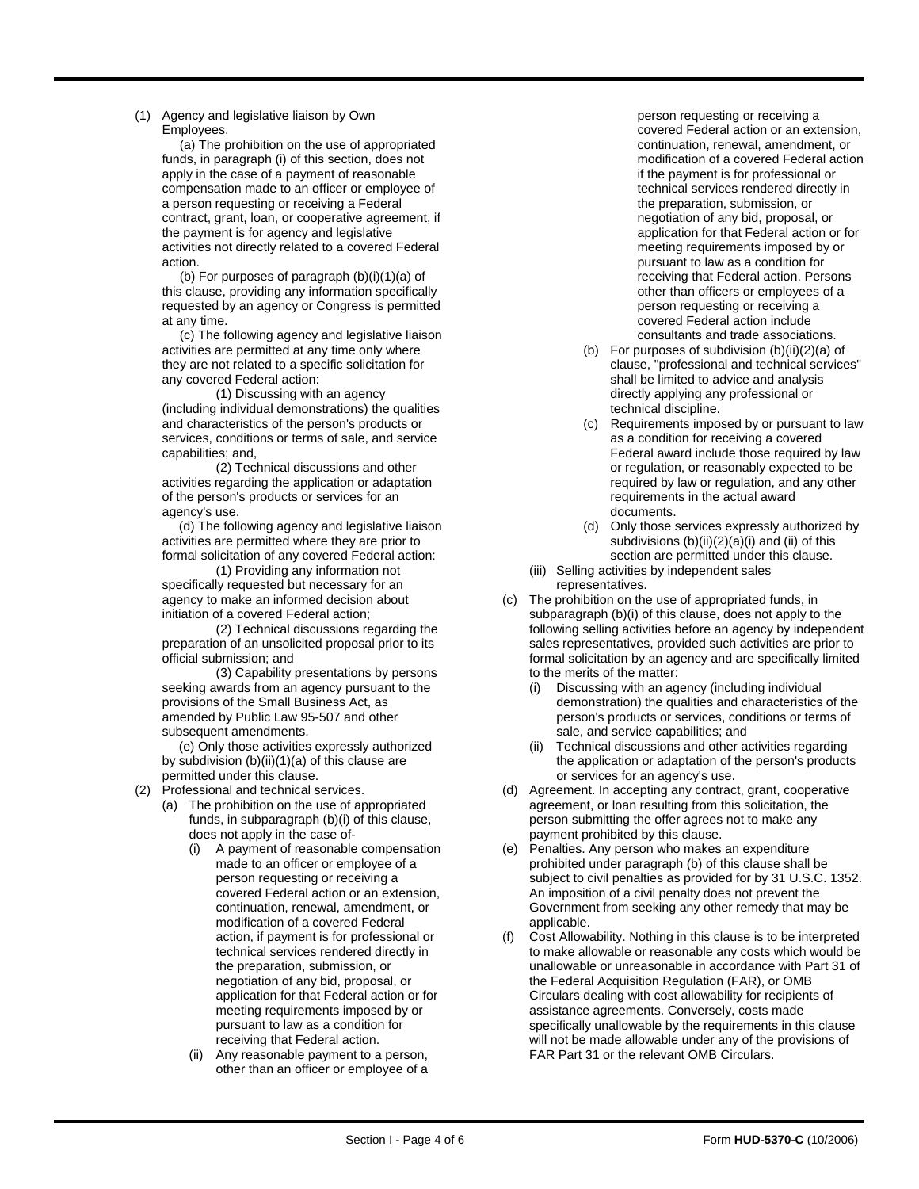(1) Agency and legislative liaison by Own Employees.

(a) The prohibition on the use of appropriated funds, in paragraph (i) of this section, does not apply in the case of a payment of reasonable compensation made to an officer or employee of a person requesting or receiving a Federal contract, grant, loan, or cooperative agreement, if the payment is for agency and legislative activities not directly related to a covered Federal action.

(b) For purposes of paragraph (b)(i)(1)(a) of this clause, providing any information specifically requested by an agency or Congress is permitted at any time.

(c) The following agency and legislative liaison activities are permitted at any time only where they are not related to a specific solicitation for any covered Federal action:

(1) Discussing with an agency (including individual demonstrations) the qualities and characteristics of the person's products or services, conditions or terms of sale, and service capabilities; and,

(2) Technical discussions and other activities regarding the application or adaptation of the person's products or services for an agency's use.

(d) The following agency and legislative liaison activities are permitted where they are prior to formal solicitation of any covered Federal action:

(1) Providing any information not specifically requested but necessary for an agency to make an informed decision about initiation of a covered Federal action;

(2) Technical discussions regarding the preparation of an unsolicited proposal prior to its official submission; and

(3) Capability presentations by persons seeking awards from an agency pursuant to the provisions of the Small Business Act, as amended by Public Law 95-507 and other subsequent amendments.

(e) Only those activities expressly authorized by subdivision (b)(ii)(1)(a) of this clause are permitted under this clause.

(2) Professional and technical services.
   - (a) The prohibition on the use of appropriated funds, in subparagraph (b)(i) of this clause, does not apply in the case of-
     - (i) A payment of reasonable compensation made to an officer or employee of a person requesting or receiving a covered Federal action or an extension, continuation, renewal, amendment, or modification of a covered Federal action, if payment is for professional or technical services rendered directly in the preparation, submission, or negotiation of any bid, proposal, or application for that Federal action or for meeting requirements imposed by or pursuant to law as a condition for receiving that Federal action.
     - (ii) Any reasonable payment to a person, other than an officer or employee of a person requesting or receiving a covered Federal action or an extension, continuation, renewal, amendment, or modification of a covered Federal action if the payment is for professional or technical services rendered directly in the preparation, submission, or negotiation of any bid, proposal, or application for that Federal action or for meeting requirements imposed by or pursuant to law as a condition for receiving that Federal action. Persons other than officers or employees of a person requesting or receiving a covered Federal action include consultants and trade associations.
   - (b) For purposes of subdivision (b)(ii)(2)(a) of clause, "professional and technical services" shall be limited to advice and analysis directly applying any professional or technical discipline.
   - (c) Requirements imposed by or pursuant to law as a condition for receiving a covered Federal award include those required by law or regulation, or reasonably expected to be required by law or regulation, and any other requirements in the actual award documents.
   - (d) Only those services expressly authorized by subdivisions (b)(ii)(2)(a)(i) and (ii) of this section are permitted under this clause.

(iii) Selling activities by independent sales representatives.

(c) The prohibition on the use of appropriated funds, in subparagraph (b)(i) of this clause, does not apply to the following selling activities before an agency by independent sales representatives, provided such activities are prior to formal solicitation by an agency and are specifically limited to the merits of the matter:
   - (i) Discussing with an agency (including individual demonstration) the qualities and characteristics of the person's products or services, conditions or terms of sale, and service capabilities; and
   - (ii) Technical discussions and other activities regarding the application or adaptation of the person's products or services for an agency's use.

(d) Agreement. In accepting any contract, grant, cooperative agreement, or loan resulting from this solicitation, the person submitting the offer agrees not to make any payment prohibited by this clause.

(e) Penalties. Any person who makes an expenditure prohibited under paragraph (b) of this clause shall be subject to civil penalties as provided for by 31 U.S.C. 1352. An imposition of a civil penalty does not prevent the Government from seeking any other remedy that may be applicable.

(f) Cost Allowability. Nothing in this clause is to be interpreted to make allowable or reasonable any costs which would be unallowable or unreasonable in accordance with Part 31 of the Federal Acquisition Regulation (FAR), or OMB Circulars dealing with cost allowability for recipients of assistance agreements. Conversely, costs made specifically unallowable by the requirements in this clause will not be made allowable under any of the provisions of FAR Part 31 or the relevant OMB Circulars.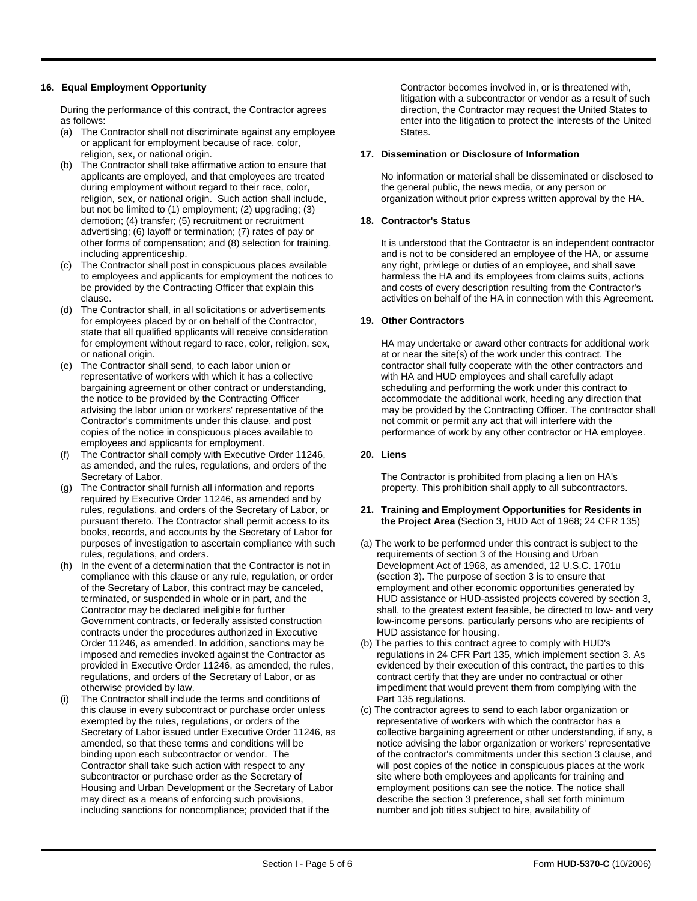### 16. Equal Employment Opportunity

During the performance of this contract, the Contractor agrees as follows:

(a) The Contractor shall not discriminate against any employee or applicant for employment because of race, color, religion, sex, or national origin.

(b) The Contractor shall take affirmative action to ensure that applicants are employed, and that employees are treated during employment without regard to their race, color, religion, sex, or national origin. Such action shall include, but not be limited to (1) employment; (2) upgrading; (3) demotion; (4) transfer; (5) recruitment or recruitment advertising; (6) layoff or termination; (7) rates of pay or other forms of compensation; and (8) selection for training, including apprenticeship.

(c) The Contractor shall post in conspicuous places available to employees and applicants for employment the notices to be provided by the Contracting Officer that explain this clause.

(d) The Contractor shall, in all solicitations or advertisements for employees placed by or on behalf of the Contractor, state that all qualified applicants will receive consideration for employment without regard to race, color, religion, sex, or national origin.

(e) The Contractor shall send, to each labor union or representative of workers with which it has a collective bargaining agreement or other contract or understanding, the notice to be provided by the Contracting Officer advising the labor union or workers' representative of the Contractor's commitments under this clause, and post copies of the notice in conspicuous places available to employees and applicants for employment.

(f) The Contractor shall comply with Executive Order 11246, as amended, and the rules, regulations, and orders of the Secretary of Labor.

(g) The Contractor shall furnish all information and reports required by Executive Order 11246, as amended and by rules, regulations, and orders of the Secretary of Labor, or pursuant thereto. The Contractor shall permit access to its books, records, and accounts by the Secretary of Labor for purposes of investigation to ascertain compliance with such rules, regulations, and orders.

(h) In the event of a determination that the Contractor is not in compliance with this clause or any rule, regulation, or order of the Secretary of Labor, this contract may be canceled, terminated, or suspended in whole or in part, and the Contractor may be declared ineligible for further Government contracts, or federally assisted construction contracts under the procedures authorized in Executive Order 11246, as amended. In addition, sanctions may be imposed and remedies invoked against the Contractor as provided in Executive Order 11246, as amended, the rules, regulations, and orders of the Secretary of Labor, or as otherwise provided by law.

(i) The Contractor shall include the terms and conditions of this clause in every subcontract or purchase order unless exempted by the rules, regulations, or orders of the Secretary of Labor issued under Executive Order 11246, as amended, so that these terms and conditions will be binding upon each subcontractor or vendor. The Contractor shall take such action with respect to any subcontractor or purchase order as the Secretary of Housing and Urban Development or the Secretary of Labor may direct as a means of enforcing such provisions, including sanctions for noncompliance; provided that if the Contractor becomes involved in, or is threatened with, litigation with a subcontractor or vendor as a result of such direction, the Contractor may request the United States to enter into the litigation to protect the interests of the United States.

### 17. Dissemination or Disclosure of Information

No information or material shall be disseminated or disclosed to the general public, the news media, or any person or organization without prior express written approval by the HA.

### 18. Contractor's Status

It is understood that the Contractor is an independent contractor and is not to be considered an employee of the HA, or assume any right, privilege or duties of an employee, and shall save harmless the HA and its employees from claims suits, actions and costs of every description resulting from the Contractor's activities on behalf of the HA in connection with this Agreement.

### 19. Other Contractors

HA may undertake or award other contracts for additional work at or near the site(s) of the work under this contract. The contractor shall fully cooperate with the other contractors and with HA and HUD employees and shall carefully adapt scheduling and performing the work under this contract to accommodate the additional work, heeding any direction that may be provided by the Contracting Officer. The contractor shall not commit or permit any act that will interfere with the performance of work by any other contractor or HA employee.

### 20. Liens

The Contractor is prohibited from placing a lien on HA's property. This prohibition shall apply to all subcontractors.

### 21. Training and Employment Opportunities for Residents in the Project Area (Section 3, HUD Act of 1968; 24 CFR 135)

(a) The work to be performed under this contract is subject to the requirements of section 3 of the Housing and Urban Development Act of 1968, as amended, 12 U.S.C. 1701u (section 3). The purpose of section 3 is to ensure that employment and other economic opportunities generated by HUD assistance or HUD-assisted projects covered by section 3, shall, to the greatest extent feasible, be directed to low- and very low-income persons, particularly persons who are recipients of HUD assistance for housing.

(b) The parties to this contract agree to comply with HUD's regulations in 24 CFR Part 135, which implement section 3. As evidenced by their execution of this contract, the parties to this contract certify that they are under no contractual or other impediment that would prevent them from complying with the Part 135 regulations.

(c) The contractor agrees to send to each labor organization or representative of workers with which the contractor has a collective bargaining agreement or other understanding, if any, a notice advising the labor organization or workers' representative of the contractor's commitments under this section 3 clause, and will post copies of the notice in conspicuous places at the work site where both employees and applicants for training and employment positions can see the notice. The notice shall describe the section 3 preference, shall set forth minimum number and job titles subject to hire, availability of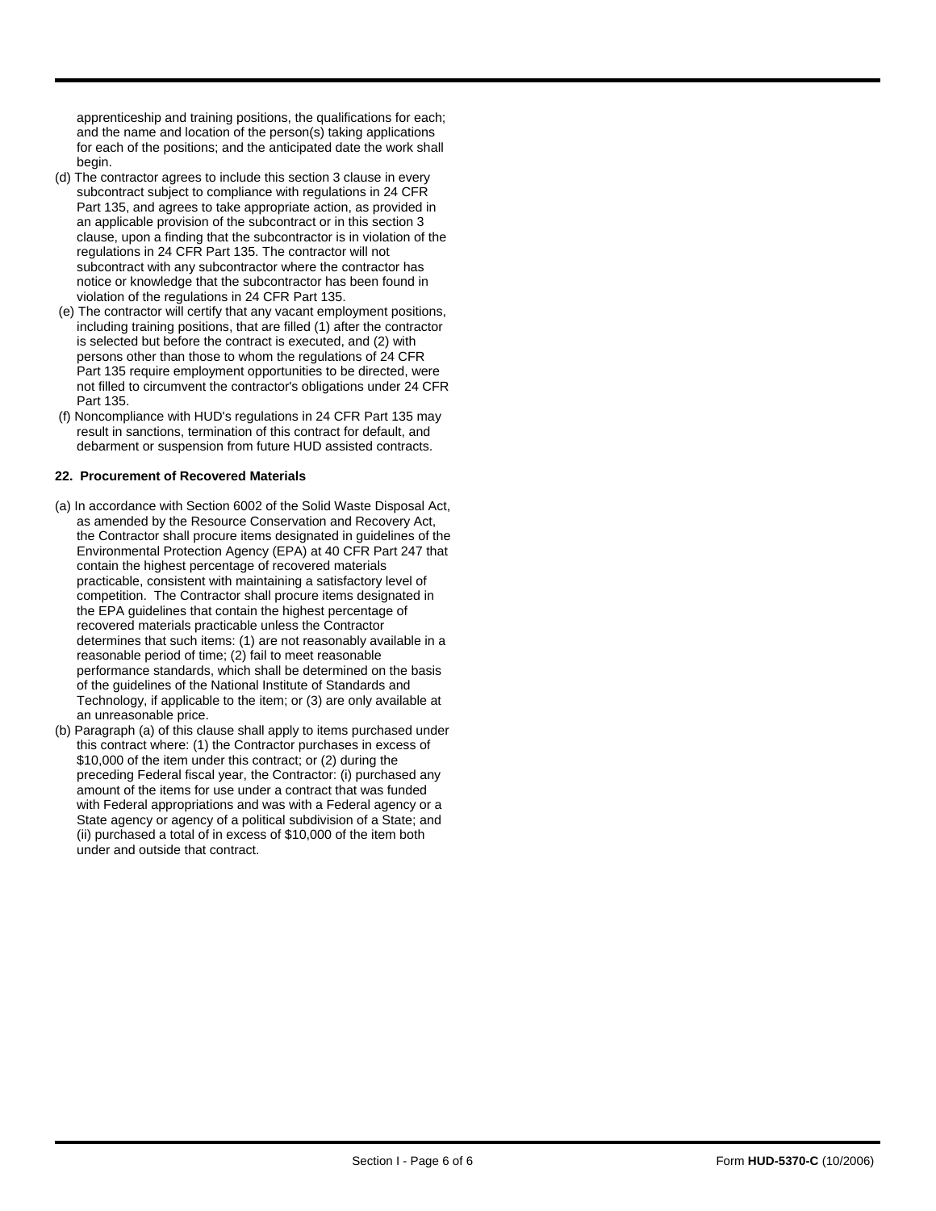apprenticeship and training positions, the qualifications for each; and the name and location of the person(s) taking applications for each of the positions; and the anticipated date the work shall begin.

(d) The contractor agrees to include this section 3 clause in every subcontract subject to compliance with regulations in 24 CFR Part 135, and agrees to take appropriate action, as provided in an applicable provision of the subcontract or in this section 3 clause, upon a finding that the subcontractor is in violation of the regulations in 24 CFR Part 135. The contractor will not subcontract with any subcontractor where the contractor has notice or knowledge that the subcontractor has been found in violation of the regulations in 24 CFR Part 135.

(e) The contractor will certify that any vacant employment positions, including training positions, that are filled (1) after the contractor is selected but before the contract is executed, and (2) with persons other than those to whom the regulations of 24 CFR Part 135 require employment opportunities to be directed, were not filled to circumvent the contractor's obligations under 24 CFR Part 135.

(f) Noncompliance with HUD's regulations in 24 CFR Part 135 may result in sanctions, termination of this contract for default, and debarment or suspension from future HUD assisted contracts.

**22. Procurement of Recovered Materials**

(a) In accordance with Section 6002 of the Solid Waste Disposal Act, as amended by the Resource Conservation and Recovery Act, the Contractor shall procure items designated in guidelines of the Environmental Protection Agency (EPA) at 40 CFR Part 247 that contain the highest percentage of recovered materials practicable, consistent with maintaining a satisfactory level of competition. The Contractor shall procure items designated in the EPA guidelines that contain the highest percentage of recovered materials practicable unless the Contractor determines that such items: (1) are not reasonably available in a reasonable period of time; (2) fail to meet reasonable performance standards, which shall be determined on the basis of the guidelines of the National Institute of Standards and Technology, if applicable to the item; or (3) are only available at an unreasonable price.

(b) Paragraph (a) of this clause shall apply to items purchased under this contract where: (1) the Contractor purchases in excess of $10,000 of the item under this contract; or (2) during the preceding Federal fiscal year, the Contractor: (i) purchased any amount of the items for use under a contract that was funded with Federal appropriations and was with a Federal agency or a State agency or agency of a political subdivision of a State; and (ii) purchased a total of in excess of $10,000 of the item both under and outside that contract.